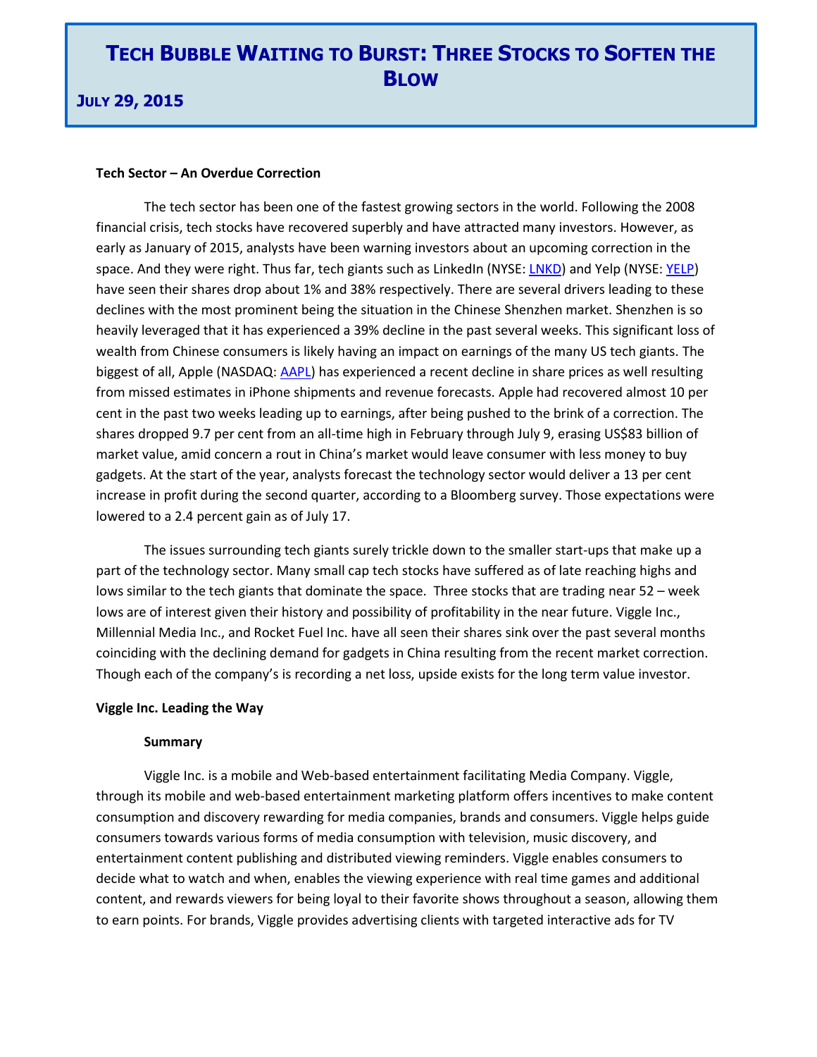# Tech Bubble Waiting to Burst: Three Stocks to Soften the Blow

**July 29, 2015**

**Tech Sector – An Overdue Correction**

The tech sector has been one of the fastest growing sectors in the world. Following the 2008 financial crisis, tech stocks have recovered superbly and have attracted many investors. However, as early as January of 2015, analysts have been warning investors about an upcoming correction in the space. And they were right. Thus far, tech giants such as LinkedIn (NYSE: LNKD) and Yelp (NYSE: YELP) have seen their shares drop about 1% and 38% respectively. There are several drivers leading to these declines with the most prominent being the situation in the Chinese Shenzhen market. Shenzhen is so heavily leveraged that it has experienced a 39% decline in the past several weeks. This significant loss of wealth from Chinese consumers is likely having an impact on earnings of the many US tech giants. The biggest of all, Apple (NASDAQ: AAPL) has experienced a recent decline in share prices as well resulting from missed estimates in iPhone shipments and revenue forecasts. Apple had recovered almost 10 per cent in the past two weeks leading up to earnings, after being pushed to the brink of a correction. The shares dropped 9.7 per cent from an all-time high in February through July 9, erasing US$83 billion of market value, amid concern a rout in China's market would leave consumer with less money to buy gadgets. At the start of the year, analysts forecast the technology sector would deliver a 13 per cent increase in profit during the second quarter, according to a Bloomberg survey. Those expectations were lowered to a 2.4 percent gain as of July 17.

The issues surrounding tech giants surely trickle down to the smaller start-ups that make up a part of the technology sector. Many small cap tech stocks have suffered as of late reaching highs and lows similar to the tech giants that dominate the space. Three stocks that are trading near 52 – week lows are of interest given their history and possibility of profitability in the near future. Viggle Inc., Millennial Media Inc., and Rocket Fuel Inc. have all seen their shares sink over the past several months coinciding with the declining demand for gadgets in China resulting from the recent market correction. Though each of the company's is recording a net loss, upside exists for the long term value investor.

**Viggle Inc. Leading the Way**

**Summary**

Viggle Inc. is a mobile and Web-based entertainment facilitating Media Company. Viggle, through its mobile and web-based entertainment marketing platform offers incentives to make content consumption and discovery rewarding for media companies, brands and consumers. Viggle helps guide consumers towards various forms of media consumption with television, music discovery, and entertainment content publishing and distributed viewing reminders. Viggle enables consumers to decide what to watch and when, enables the viewing experience with real time games and additional content, and rewards viewers for being loyal to their favorite shows throughout a season, allowing them to earn points. For brands, Viggle provides advertising clients with targeted interactive ads for TV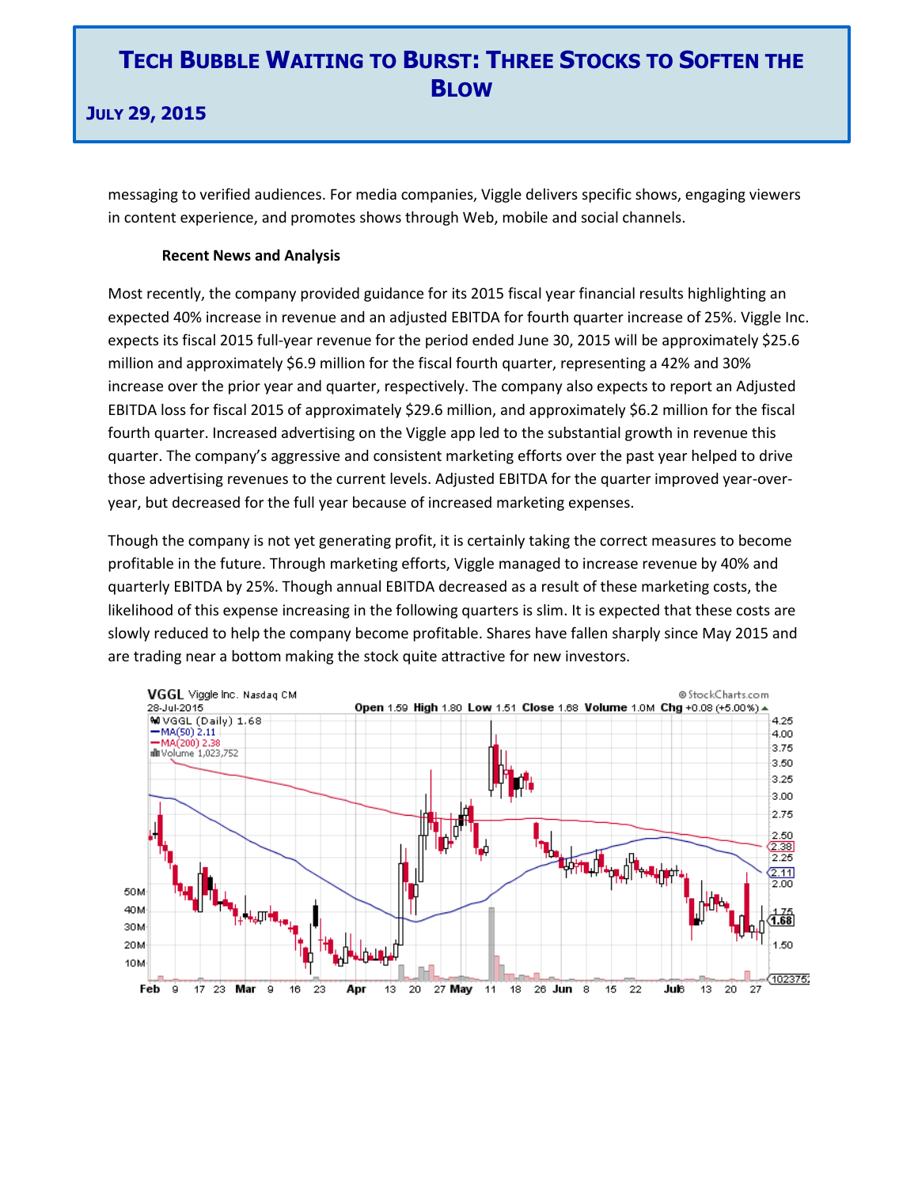messaging to verified audiences. For media companies, Viggle delivers specific shows, engaging viewers in content experience, and promotes shows through Web, mobile and social channels.

**Recent News and Analysis**

Most recently, the company provided guidance for its 2015 fiscal year financial results highlighting an expected 40% increase in revenue and an adjusted EBITDA for fourth quarter increase of 25%. Viggle Inc. expects its fiscal 2015 full-year revenue for the period ended June 30, 2015 will be approximately $25.6 million and approximately $6.9 million for the fiscal fourth quarter, representing a 42% and 30% increase over the prior year and quarter, respectively. The company also expects to report an Adjusted EBITDA loss for fiscal 2015 of approximately $29.6 million, and approximately $6.2 million for the fiscal fourth quarter. Increased advertising on the Viggle app led to the substantial growth in revenue this quarter. The company's aggressive and consistent marketing efforts over the past year helped to drive those advertising revenues to the current levels. Adjusted EBITDA for the quarter improved year-over-year, but decreased for the full year because of increased marketing expenses.

Though the company is not yet generating profit, it is certainly taking the correct measures to become profitable in the future. Through marketing efforts, Viggle managed to increase revenue by 40% and quarterly EBITDA by 25%. Though annual EBITDA decreased as a result of these marketing costs, the likelihood of this expense increasing in the following quarters is slim. It is expected that these costs are slowly reduced to help the company become profitable. Shares have fallen sharply since May 2015 and are trading near a bottom making the stock quite attractive for new investors.

VGGL Viggle Inc. Nasdaq CM
28-Jul-2015
© StockCharts.com
Open 1.59 High 1.80 Low 1.51 Close 1.68 Volume 1.0M Chg +0.08 (+5.00%)
VGGL (Daily) 1.68
MA(50) 2.11
MA(200) 2.38
Volume 1,023,752
4.25 4.00 3.75 3.50 3.25 3.00 2.75 2.50 2.38 2.25 2.11 2.00 1.75 1.68 1.50
50M 40M 30M 20M 10M
1023752
Feb 9 17 23 Mar 9 16 23 Apr 13 20 27 May 11 18 26 Jun 8 15 22 Jul 6 13 20 27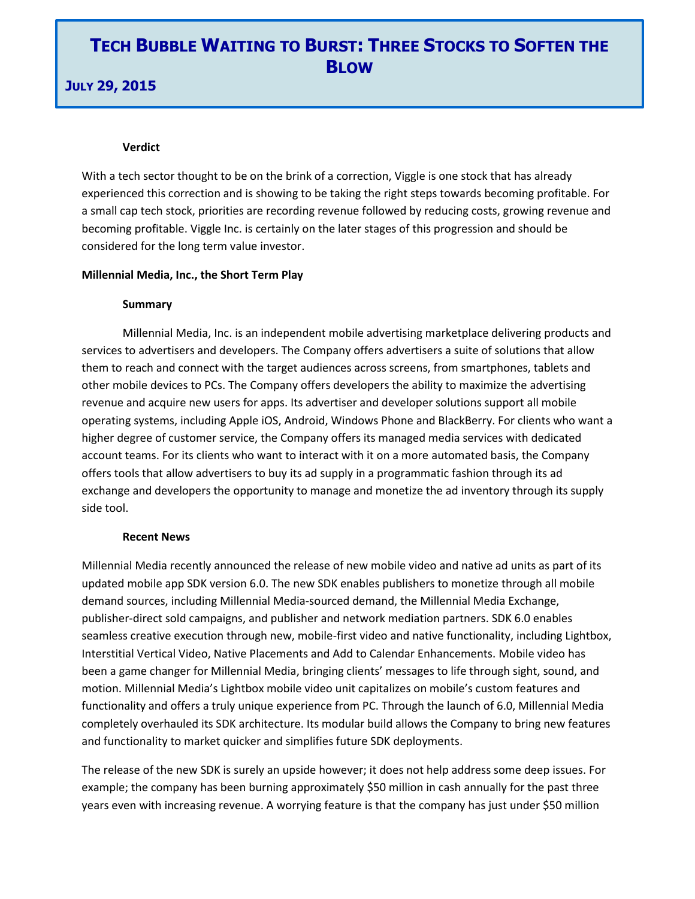**Verdict**

With a tech sector thought to be on the brink of a correction, Viggle is one stock that has already experienced this correction and is showing to be taking the right steps towards becoming profitable. For a small cap tech stock, priorities are recording revenue followed by reducing costs, growing revenue and becoming profitable. Viggle Inc. is certainly on the later stages of this progression and should be considered for the long term value investor.

**Millennial Media, Inc., the Short Term Play**

**Summary**

Millennial Media, Inc. is an independent mobile advertising marketplace delivering products and services to advertisers and developers. The Company offers advertisers a suite of solutions that allow them to reach and connect with the target audiences across screens, from smartphones, tablets and other mobile devices to PCs. The Company offers developers the ability to maximize the advertising revenue and acquire new users for apps. Its advertiser and developer solutions support all mobile operating systems, including Apple iOS, Android, Windows Phone and BlackBerry. For clients who want a higher degree of customer service, the Company offers its managed media services with dedicated account teams. For its clients who want to interact with it on a more automated basis, the Company offers tools that allow advertisers to buy its ad supply in a programmatic fashion through its ad exchange and developers the opportunity to manage and monetize the ad inventory through its supply side tool.

**Recent News**

Millennial Media recently announced the release of new mobile video and native ad units as part of its updated mobile app SDK version 6.0. The new SDK enables publishers to monetize through all mobile demand sources, including Millennial Media-sourced demand, the Millennial Media Exchange, publisher-direct sold campaigns, and publisher and network mediation partners. SDK 6.0 enables seamless creative execution through new, mobile-first video and native functionality, including Lightbox, Interstitial Vertical Video, Native Placements and Add to Calendar Enhancements. Mobile video has been a game changer for Millennial Media, bringing clients' messages to life through sight, sound, and motion. Millennial Media's Lightbox mobile video unit capitalizes on mobile's custom features and functionality and offers a truly unique experience from PC. Through the launch of 6.0, Millennial Media completely overhauled its SDK architecture. Its modular build allows the Company to bring new features and functionality to market quicker and simplifies future SDK deployments.

The release of the new SDK is surely an upside however; it does not help address some deep issues. For example; the company has been burning approximately $50 million in cash annually for the past three years even with increasing revenue. A worrying feature is that the company has just under $50 million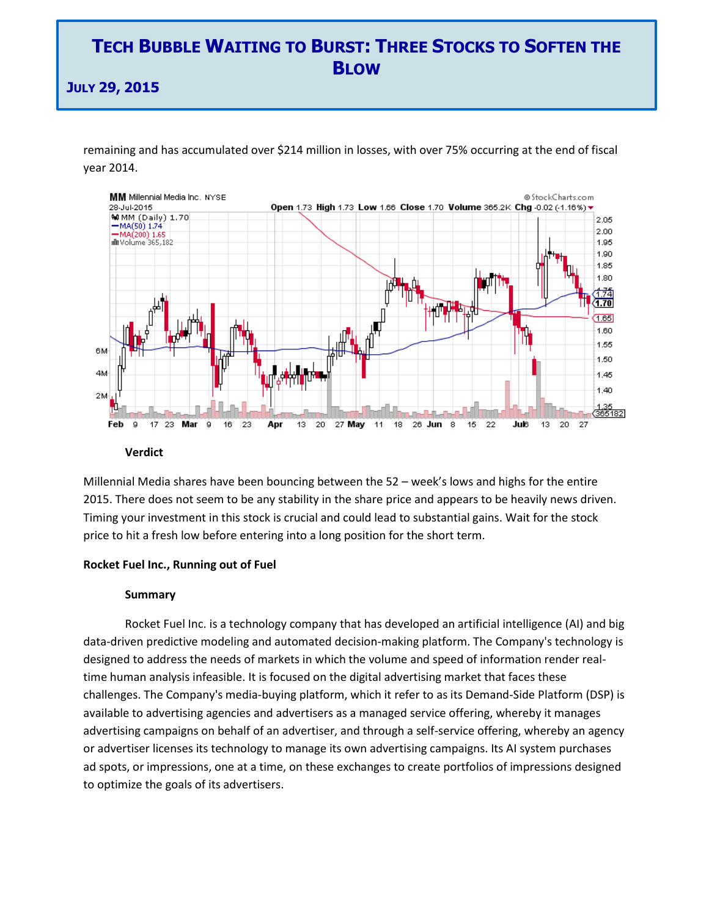remaining and has accumulated over $214 million in losses, with over 75% occurring at the end of fiscal year 2014.

MM Millennial Media Inc. NYSE
28-Jul-2015
© StockCharts.com
Open 1.73 High 1.73 Low 1.66 Close 1.70 Volume 365.2K Chg -0.02 (-1.16%)
MM (Daily) 1.70
MA(50) 1.74
MA(200) 1.65
Volume 365,182

**Verdict**

Millennial Media shares have been bouncing between the 52 – week's lows and highs for the entire 2015. There does not seem to be any stability in the share price and appears to be heavily news driven. Timing your investment in this stock is crucial and could lead to substantial gains. Wait for the stock price to hit a fresh low before entering into a long position for the short term.

**Rocket Fuel Inc., Running out of Fuel**

**Summary**

Rocket Fuel Inc. is a technology company that has developed an artificial intelligence (AI) and big data-driven predictive modeling and automated decision-making platform. The Company's technology is designed to address the needs of markets in which the volume and speed of information render real-time human analysis infeasible. It is focused on the digital advertising market that faces these challenges. The Company's media-buying platform, which it refer to as its Demand-Side Platform (DSP) is available to advertising agencies and advertisers as a managed service offering, whereby it manages advertising campaigns on behalf of an advertiser, and through a self-service offering, whereby an agency or advertiser licenses its technology to manage its own advertising campaigns. Its AI system purchases ad spots, or impressions, one at a time, on these exchanges to create portfolios of impressions designed to optimize the goals of its advertisers.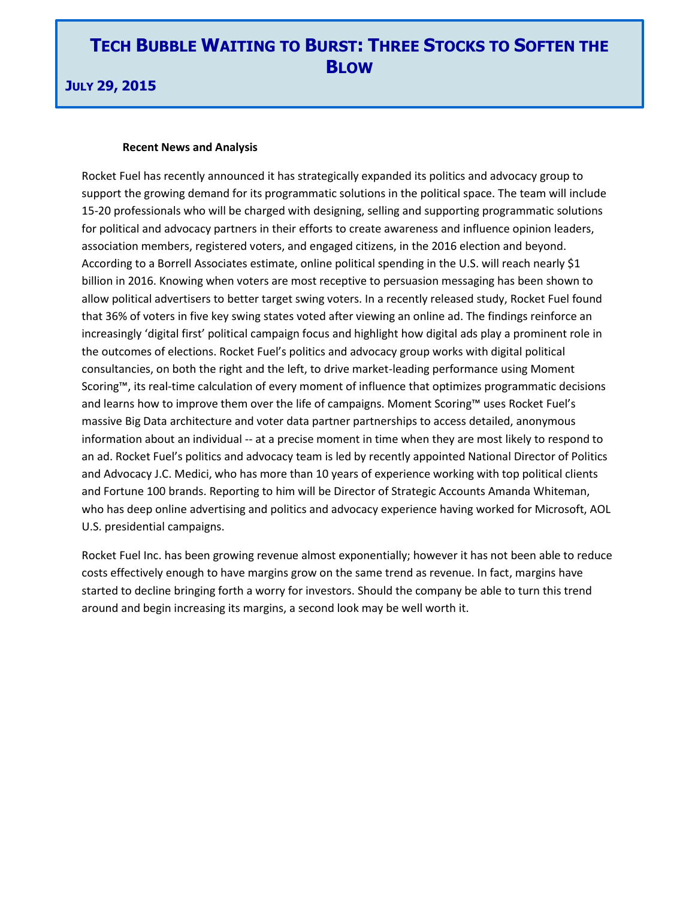# Tech Bubble Waiting to Burst: Three Stocks to Soften the Blow

## July 29, 2015

**Recent News and Analysis**

Rocket Fuel has recently announced it has strategically expanded its politics and advocacy group to support the growing demand for its programmatic solutions in the political space. The team will include 15-20 professionals who will be charged with designing, selling and supporting programmatic solutions for political and advocacy partners in their efforts to create awareness and influence opinion leaders, association members, registered voters, and engaged citizens, in the 2016 election and beyond. According to a Borrell Associates estimate, online political spending in the U.S. will reach nearly $1 billion in 2016. Knowing when voters are most receptive to persuasion messaging has been shown to allow political advertisers to better target swing voters. In a recently released study, Rocket Fuel found that 36% of voters in five key swing states voted after viewing an online ad. The findings reinforce an increasingly 'digital first' political campaign focus and highlight how digital ads play a prominent role in the outcomes of elections. Rocket Fuel's politics and advocacy group works with digital political consultancies, on both the right and the left, to drive market-leading performance using Moment Scoring™, its real-time calculation of every moment of influence that optimizes programmatic decisions and learns how to improve them over the life of campaigns. Moment Scoring™ uses Rocket Fuel's massive Big Data architecture and voter data partner partnerships to access detailed, anonymous information about an individual -- at a precise moment in time when they are most likely to respond to an ad. Rocket Fuel's politics and advocacy team is led by recently appointed National Director of Politics and Advocacy J.C. Medici, who has more than 10 years of experience working with top political clients and Fortune 100 brands. Reporting to him will be Director of Strategic Accounts Amanda Whiteman, who has deep online advertising and politics and advocacy experience having worked for Microsoft, AOL U.S. presidential campaigns.

Rocket Fuel Inc. has been growing revenue almost exponentially; however it has not been able to reduce costs effectively enough to have margins grow on the same trend as revenue. In fact, margins have started to decline bringing forth a worry for investors. Should the company be able to turn this trend around and begin increasing its margins, a second look may be well worth it.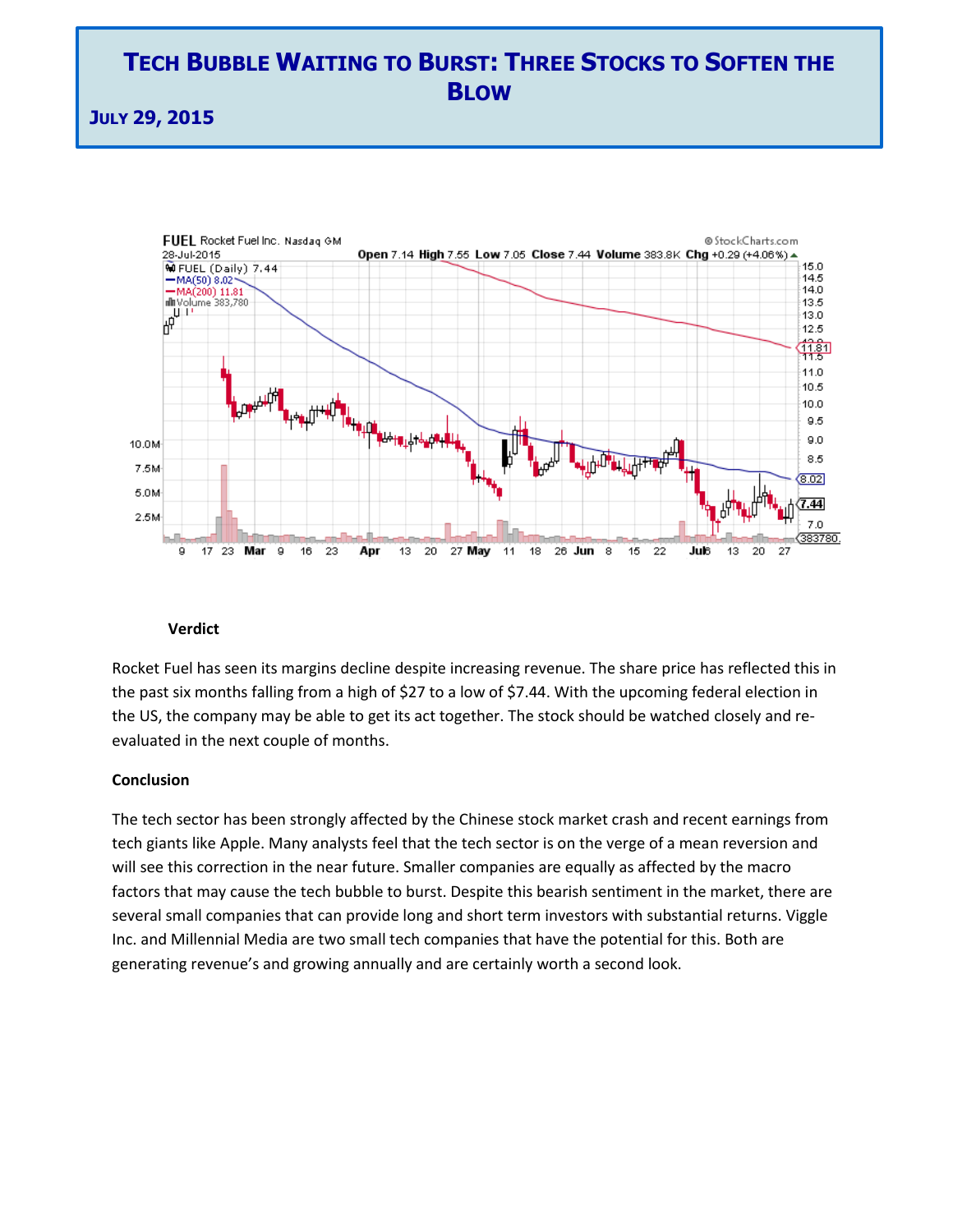# TECH BUBBLE WAITING TO BURST: THREE STOCKS TO SOFTEN THE BLOW

**JULY 29, 2015**

FUEL Rocket Fuel Inc. Nasdaq GM
©StockCharts.com
28-Jul-2015
Open 7.14 High 7.55 Low 7.05 Close 7.44 Volume 383.8K Chg +0.29 (+4.06%)
FUEL (Daily) 7.44
MA(50) 8.02
MA(200) 11.81
Volume 383,780
15.0
14.5
14.0
13.5
13.0
12.5
11.81
11.5
11.0
10.5
10.0
9.5
9.0
8.5
8.02
7.44
7.0
10.0M
7.5M
5.0M
2.5M
383780
9 17 23 Mar 9 16 23 Apr 13 20 27 May 11 18 26 Jun 8 15 22 Jul6 13 20 27

**Verdict**

Rocket Fuel has seen its margins decline despite increasing revenue. The share price has reflected this in the past six months falling from a high of $27 to a low of $7.44. With the upcoming federal election in the US, the company may be able to get its act together. The stock should be watched closely and re-evaluated in the next couple of months.

**Conclusion**

The tech sector has been strongly affected by the Chinese stock market crash and recent earnings from tech giants like Apple. Many analysts feel that the tech sector is on the verge of a mean reversion and will see this correction in the near future. Smaller companies are equally as affected by the macro factors that may cause the tech bubble to burst. Despite this bearish sentiment in the market, there are several small companies that can provide long and short term investors with substantial returns. Viggle Inc. and Millennial Media are two small tech companies that have the potential for this. Both are generating revenue's and growing annually and are certainly worth a second look.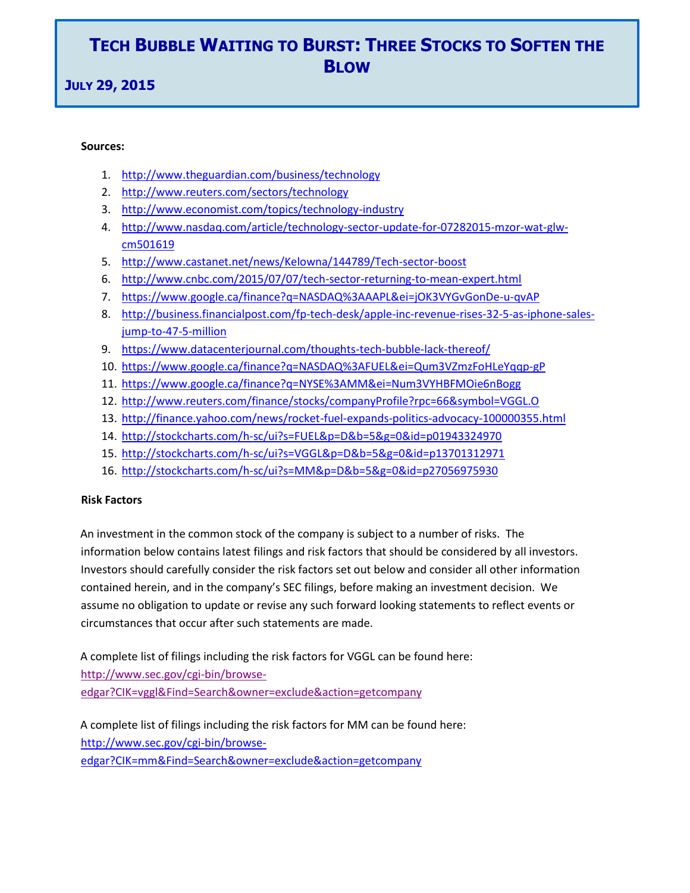# Tech Bubble Waiting to Burst: Three Stocks to Soften the Blow

## July 29, 2015

**Sources:**

1. http://www.theguardian.com/business/technology
2. http://www.reuters.com/sectors/technology
3. http://www.economist.com/topics/technology-industry
4. http://www.nasdaq.com/article/technology-sector-update-for-07282015-mzor-wat-glw-cm501619
5. http://www.castanet.net/news/Kelowna/144789/Tech-sector-boost
6. http://www.cnbc.com/2015/07/07/tech-sector-returning-to-mean-expert.html
7. https://www.google.ca/finance?q=NASDAQ%3AAAPL&ei=jOK3VYGvGonDe-u-qvAP
8. http://business.financialpost.com/fp-tech-desk/apple-inc-revenue-rises-32-5-as-iphone-sales-jump-to-47-5-million
9. https://www.datacenterjournal.com/thoughts-tech-bubble-lack-thereof/
10. https://www.google.ca/finance?q=NASDAQ%3AFUEL&ei=Qum3VZmzFoHLeYqqp-gP
11. https://www.google.ca/finance?q=NYSE%3AMM&ei=Num3VYHBFMOie6nBogg
12. http://www.reuters.com/finance/stocks/companyProfile?rpc=66&symbol=VGGL.O
13. http://finance.yahoo.com/news/rocket-fuel-expands-politics-advocacy-100000355.html
14. http://stockcharts.com/h-sc/ui?s=FUEL&p=D&b=5&g=0&id=p01943324970
15. http://stockcharts.com/h-sc/ui?s=VGGL&p=D&b=5&g=0&id=p13701312971
16. http://stockcharts.com/h-sc/ui?s=MM&p=D&b=5&g=0&id=p27056975930

**Risk Factors**

An investment in the common stock of the company is subject to a number of risks. The information below contains latest filings and risk factors that should be considered by all investors. Investors should carefully consider the risk factors set out below and consider all other information contained herein, and in the company's SEC filings, before making an investment decision. We assume no obligation to update or revise any such forward looking statements to reflect events or circumstances that occur after such statements are made.

A complete list of filings including the risk factors for VGGL can be found here:
http://www.sec.gov/cgi-bin/browse-edgar?CIK=vggl&Find=Search&owner=exclude&action=getcompany

A complete list of filings including the risk factors for MM can be found here:
http://www.sec.gov/cgi-bin/browse-edgar?CIK=mm&Find=Search&owner=exclude&action=getcompany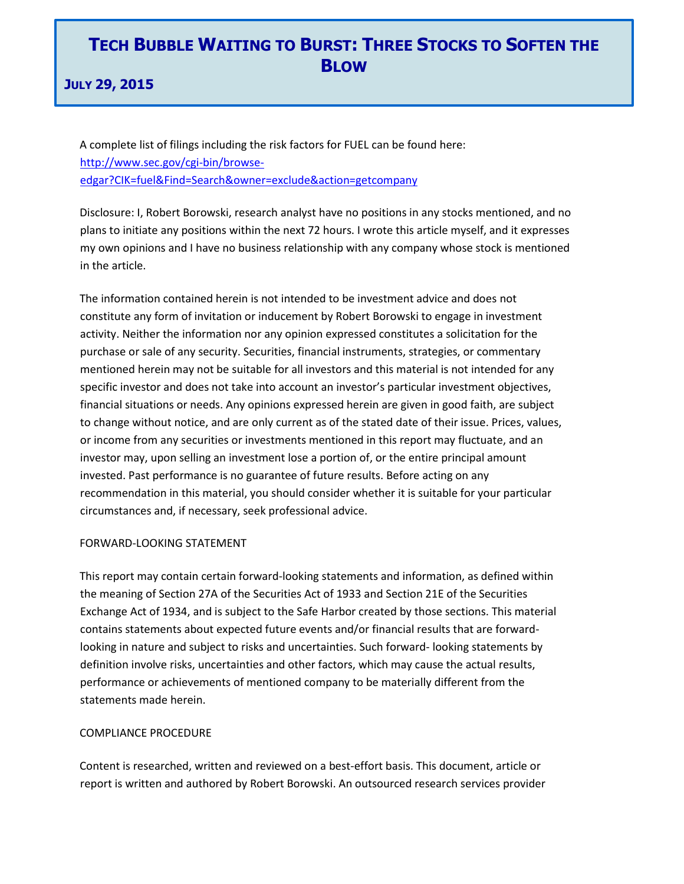A complete list of filings including the risk factors for FUEL can be found here: [http://www.sec.gov/cgi-bin/browse-edgar?CIK=fuel&Find=Search&owner=exclude&action=getcompany](http://www.sec.gov/cgi-bin/browse-edgar?CIK=fuel&Find=Search&owner=exclude&action=getcompany)

Disclosure: I, Robert Borowski, research analyst have no positions in any stocks mentioned, and no plans to initiate any positions within the next 72 hours. I wrote this article myself, and it expresses my own opinions and I have no business relationship with any company whose stock is mentioned in the article.

The information contained herein is not intended to be investment advice and does not constitute any form of invitation or inducement by Robert Borowski to engage in investment activity. Neither the information nor any opinion expressed constitutes a solicitation for the purchase or sale of any security. Securities, financial instruments, strategies, or commentary mentioned herein may not be suitable for all investors and this material is not intended for any specific investor and does not take into account an investor's particular investment objectives, financial situations or needs. Any opinions expressed herein are given in good faith, are subject to change without notice, and are only current as of the stated date of their issue. Prices, values, or income from any securities or investments mentioned in this report may fluctuate, and an investor may, upon selling an investment lose a portion of, or the entire principal amount invested. Past performance is no guarantee of future results. Before acting on any recommendation in this material, you should consider whether it is suitable for your particular circumstances and, if necessary, seek professional advice.

FORWARD-LOOKING STATEMENT

This report may contain certain forward-looking statements and information, as defined within the meaning of Section 27A of the Securities Act of 1933 and Section 21E of the Securities Exchange Act of 1934, and is subject to the Safe Harbor created by those sections. This material contains statements about expected future events and/or financial results that are forward-looking in nature and subject to risks and uncertainties. Such forward- looking statements by definition involve risks, uncertainties and other factors, which may cause the actual results, performance or achievements of mentioned company to be materially different from the statements made herein.

COMPLIANCE PROCEDURE

Content is researched, written and reviewed on a best-effort basis. This document, article or report is written and authored by Robert Borowski. An outsourced research services provider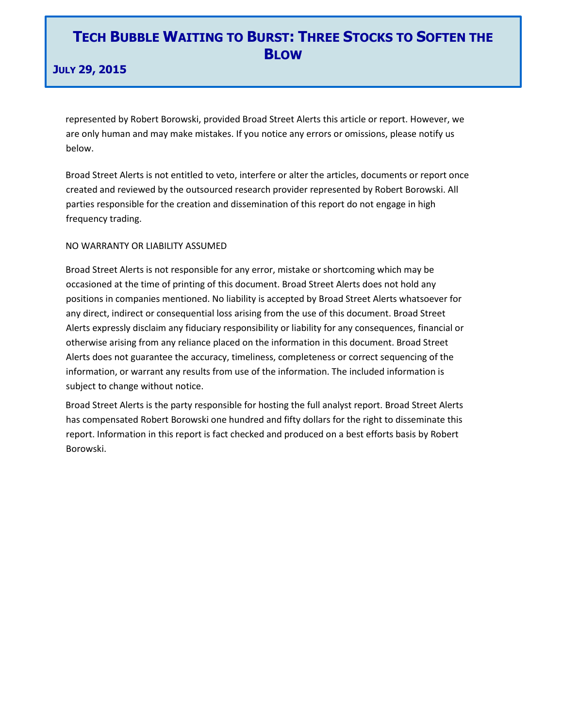represented by Robert Borowski, provided Broad Street Alerts this article or report. However, we are only human and may make mistakes. If you notice any errors or omissions, please notify us below.

Broad Street Alerts is not entitled to veto, interfere or alter the articles, documents or report once created and reviewed by the outsourced research provider represented by Robert Borowski. All parties responsible for the creation and dissemination of this report do not engage in high frequency trading.

NO WARRANTY OR LIABILITY ASSUMED

Broad Street Alerts is not responsible for any error, mistake or shortcoming which may be occasioned at the time of printing of this document. Broad Street Alerts does not hold any positions in companies mentioned. No liability is accepted by Broad Street Alerts whatsoever for any direct, indirect or consequential loss arising from the use of this document. Broad Street Alerts expressly disclaim any fiduciary responsibility or liability for any consequences, financial or otherwise arising from any reliance placed on the information in this document. Broad Street Alerts does not guarantee the accuracy, timeliness, completeness or correct sequencing of the information, or warrant any results from use of the information. The included information is subject to change without notice.

Broad Street Alerts is the party responsible for hosting the full analyst report. Broad Street Alerts has compensated Robert Borowski one hundred and fifty dollars for the right to disseminate this report. Information in this report is fact checked and produced on a best efforts basis by Robert Borowski.